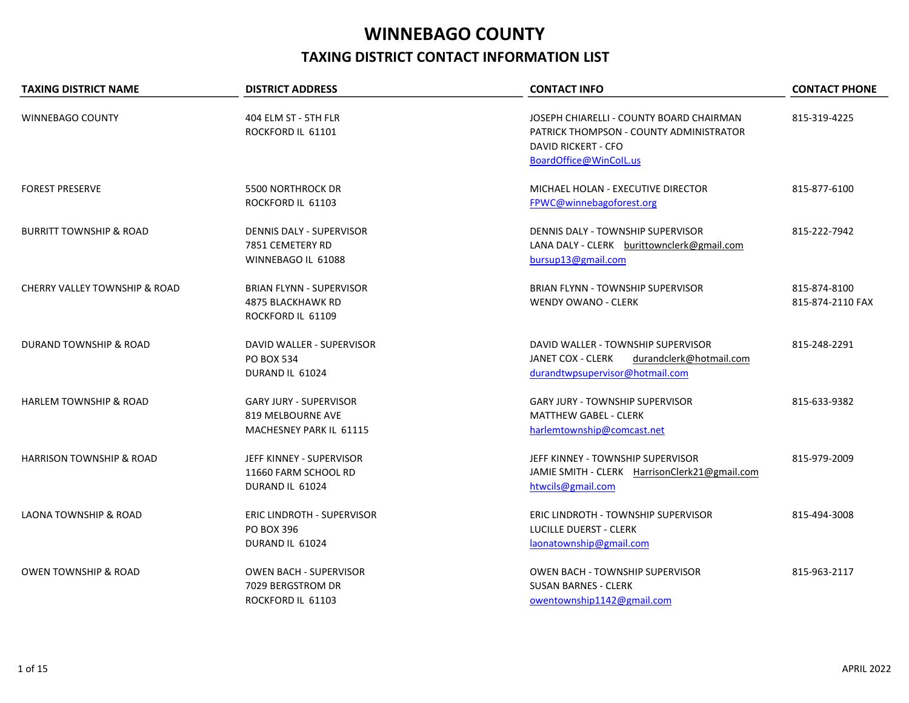# WINNEBAGO COUNTY

## TAXING DISTRICT CONTACT INFORMATION LIST

| TAXING DISTRICT NAME | DISTRICT ADDRESS | CONTACT INFO | CONTACT PHONE |
|---|---|---|---|
| WINNEBAGO COUNTY | 404 ELM ST - 5TH FLR<br>ROCKFORD IL 61101 | JOSEPH CHIARELLI - COUNTY BOARD CHAIRMAN<br>PATRICK THOMPSON - COUNTY ADMINISTRATOR<br>DAVID RICKERT - CFO<br>BoardOffice@WinCoIL.us | 815-319-4225 |
| FOREST PRESERVE | 5500 NORTHROCK DR<br>ROCKFORD IL 61103 | MICHAEL HOLAN - EXECUTIVE DIRECTOR<br>FPWC@winnebagoforest.org | 815-877-6100 |
| BURRITT TOWNSHIP & ROAD | DENNIS DALY - SUPERVISOR<br>7851 CEMETERY RD<br>WINNEBAGO IL 61088 | DENNIS DALY - TOWNSHIP SUPERVISOR<br>LANA DALY - CLERK burittownclerk@gmail.com<br>bursup13@gmail.com | 815-222-7942 |
| CHERRY VALLEY TOWNSHIP & ROAD | BRIAN FLYNN - SUPERVISOR<br>4875 BLACKHAWK RD<br>ROCKFORD IL 61109 | BRIAN FLYNN - TOWNSHIP SUPERVISOR<br>WENDY OWANO - CLERK | 815-874-8100<br>815-874-2110 FAX |
| DURAND TOWNSHIP & ROAD | DAVID WALLER - SUPERVISOR<br>PO BOX 534<br>DURAND IL 61024 | DAVID WALLER - TOWNSHIP SUPERVISOR<br>JANET COX - CLERK durandclerk@hotmail.com<br>durandtwpsupervisor@hotmail.com | 815-248-2291 |
| HARLEM TOWNSHIP & ROAD | GARY JURY - SUPERVISOR<br>819 MELBOURNE AVE<br>MACHESNEY PARK IL 61115 | GARY JURY - TOWNSHIP SUPERVISOR<br>MATTHEW GABEL - CLERK<br>harlemtownship@comcast.net | 815-633-9382 |
| HARRISON TOWNSHIP & ROAD | JEFF KINNEY - SUPERVISOR<br>11660 FARM SCHOOL RD<br>DURAND IL 61024 | JEFF KINNEY - TOWNSHIP SUPERVISOR<br>JAMIE SMITH - CLERK HarrisonClerk21@gmail.com<br>htwcils@gmail.com | 815-979-2009 |
| LAONA TOWNSHIP & ROAD | ERIC LINDROTH - SUPERVISOR<br>PO BOX 396<br>DURAND IL 61024 | ERIC LINDROTH - TOWNSHIP SUPERVISOR<br>LUCILLE DUERST - CLERK<br>laonatownship@gmail.com | 815-494-3008 |
| OWEN TOWNSHIP & ROAD | OWEN BACH - SUPERVISOR<br>7029 BERGSTROM DR<br>ROCKFORD IL 61103 | OWEN BACH - TOWNSHIP SUPERVISOR<br>SUSAN BARNES - CLERK<br>owentownship1142@gmail.com | 815-963-2117 |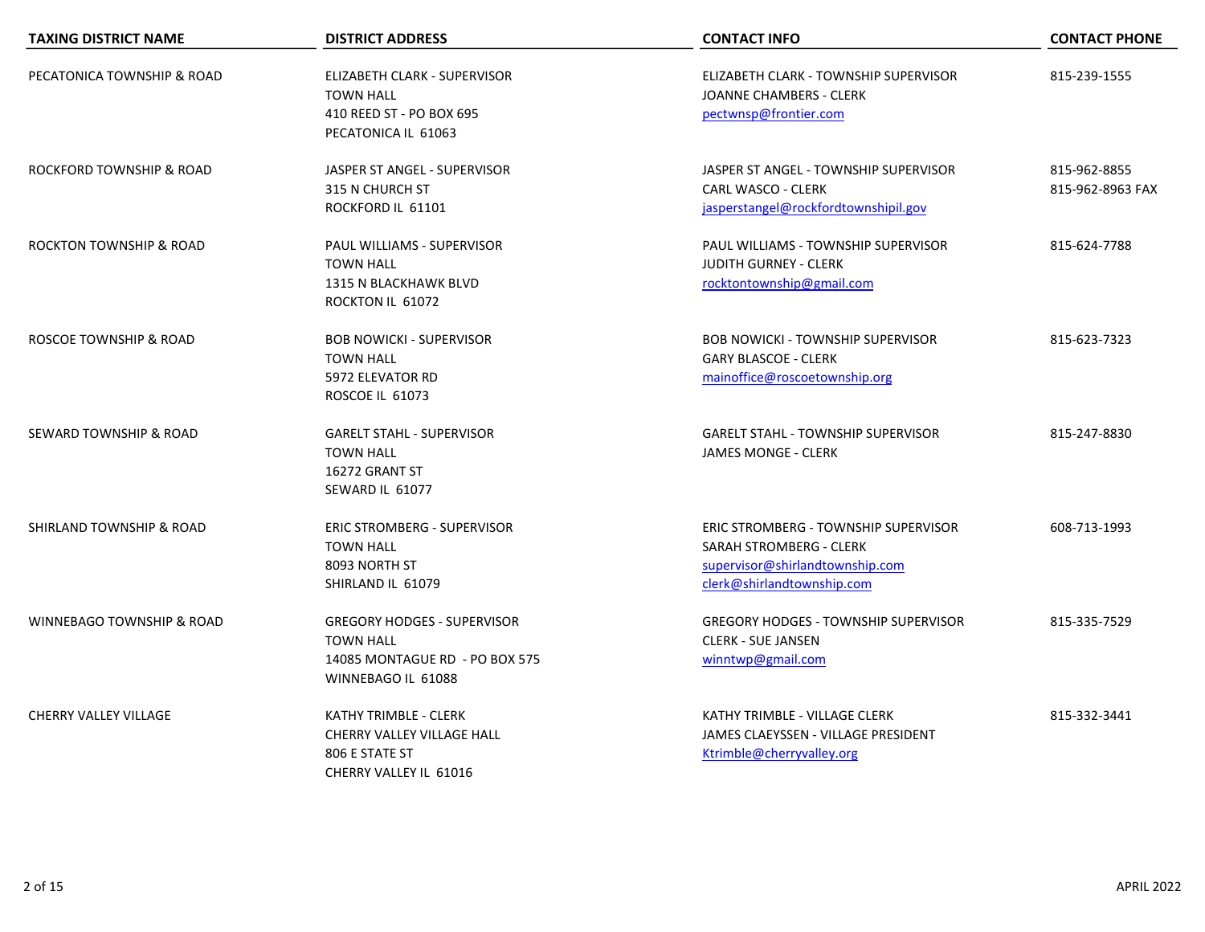| TAXING DISTRICT NAME | DISTRICT ADDRESS | CONTACT INFO | CONTACT PHONE |
|---|---|---|---|
| PECATONICA TOWNSHIP & ROAD | ELIZABETH CLARK - SUPERVISOR<br>TOWN HALL<br>410 REED ST - PO BOX 695<br>PECATONICA IL 61063 | ELIZABETH CLARK - TOWNSHIP SUPERVISOR<br>JOANNE CHAMBERS - CLERK<br>pectwnsp@frontier.com | 815-239-1555 |
| ROCKFORD TOWNSHIP & ROAD | JASPER ST ANGEL - SUPERVISOR<br>315 N CHURCH ST<br>ROCKFORD IL 61101 | JASPER ST ANGEL - TOWNSHIP SUPERVISOR<br>CARL WASCO - CLERK<br>jasperstangel@rockfordtownshipil.gov | 815-962-8855<br>815-962-8963 FAX |
| ROCKTON TOWNSHIP & ROAD | PAUL WILLIAMS - SUPERVISOR<br>TOWN HALL<br>1315 N BLACKHAWK BLVD<br>ROCKTON IL 61072 | PAUL WILLIAMS - TOWNSHIP SUPERVISOR<br>JUDITH GURNEY - CLERK<br>rocktontownship@gmail.com | 815-624-7788 |
| ROSCOE TOWNSHIP & ROAD | BOB NOWICKI - SUPERVISOR<br>TOWN HALL<br>5972 ELEVATOR RD<br>ROSCOE IL 61073 | BOB NOWICKI - TOWNSHIP SUPERVISOR<br>GARY BLASCOE - CLERK<br>mainoffice@roscoetownship.org | 815-623-7323 |
| SEWARD TOWNSHIP & ROAD | GARELT STAHL - SUPERVISOR<br>TOWN HALL<br>16272 GRANT ST<br>SEWARD IL 61077 | GARELT STAHL - TOWNSHIP SUPERVISOR<br>JAMES MONGE - CLERK | 815-247-8830 |
| SHIRLAND TOWNSHIP & ROAD | ERIC STROMBERG - SUPERVISOR<br>TOWN HALL<br>8093 NORTH ST<br>SHIRLAND IL 61079 | ERIC STROMBERG - TOWNSHIP SUPERVISOR<br>SARAH STROMBERG - CLERK<br>supervisor@shirlandtownship.com<br>clerk@shirlandtownship.com | 608-713-1993 |
| WINNEBAGO TOWNSHIP & ROAD | GREGORY HODGES - SUPERVISOR<br>TOWN HALL<br>14085 MONTAGUE RD - PO BOX 575<br>WINNEBAGO IL 61088 | GREGORY HODGES - TOWNSHIP SUPERVISOR<br>CLERK - SUE JANSEN<br>winntwp@gmail.com | 815-335-7529 |
| CHERRY VALLEY VILLAGE | KATHY TRIMBLE - CLERK<br>CHERRY VALLEY VILLAGE HALL<br>806 E STATE ST<br>CHERRY VALLEY IL 61016 | KATHY TRIMBLE - VILLAGE CLERK<br>JAMES CLAEYSSEN - VILLAGE PRESIDENT<br>Ktrimble@cherryvalley.org | 815-332-3441 |

APRIL 2022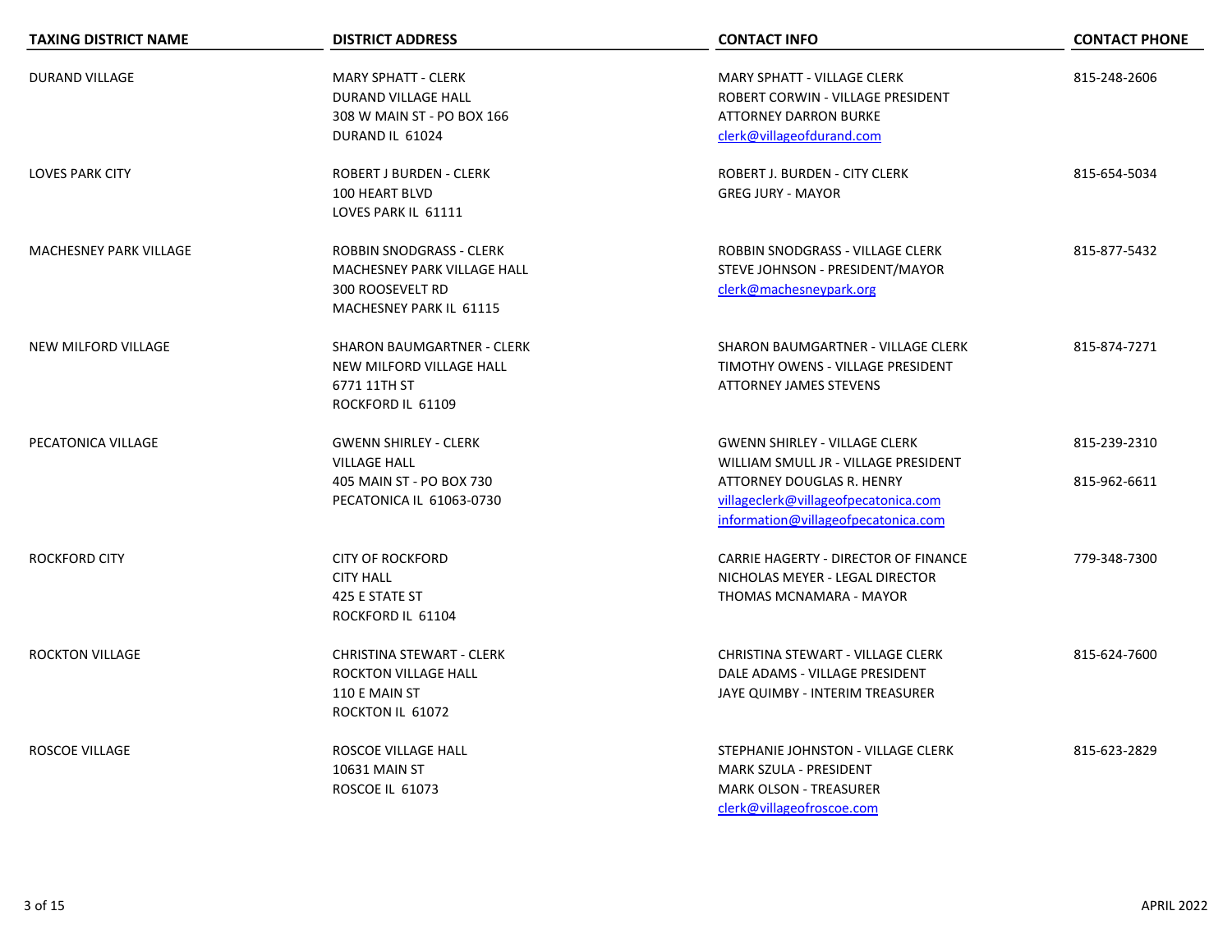| TAXING DISTRICT NAME | DISTRICT ADDRESS | CONTACT INFO | CONTACT PHONE |
|---|---|---|---|
| DURAND VILLAGE | MARY SPHATT - CLERK<br>DURAND VILLAGE HALL<br>308 W MAIN ST - PO BOX 166<br>DURAND IL 61024 | MARY SPHATT - VILLAGE CLERK<br>ROBERT CORWIN - VILLAGE PRESIDENT<br>ATTORNEY DARRON BURKE<br>clerk@villageofdurand.com | 815-248-2606 |
| LOVES PARK CITY | ROBERT J BURDEN - CLERK<br>100 HEART BLVD<br>LOVES PARK IL 61111 | ROBERT J. BURDEN - CITY CLERK<br>GREG JURY - MAYOR | 815-654-5034 |
| MACHESNEY PARK VILLAGE | ROBBIN SNODGRASS - CLERK<br>MACHESNEY PARK VILLAGE HALL<br>300 ROOSEVELT RD<br>MACHESNEY PARK IL 61115 | ROBBIN SNODGRASS - VILLAGE CLERK<br>STEVE JOHNSON - PRESIDENT/MAYOR<br>clerk@machesneypark.org | 815-877-5432 |
| NEW MILFORD VILLAGE | SHARON BAUMGARTNER - CLERK<br>NEW MILFORD VILLAGE HALL<br>6771 11TH ST<br>ROCKFORD IL 61109 | SHARON BAUMGARTNER - VILLAGE CLERK<br>TIMOTHY OWENS - VILLAGE PRESIDENT<br>ATTORNEY JAMES STEVENS | 815-874-7271 |
| PECATONICA VILLAGE | GWENN SHIRLEY - CLERK<br>VILLAGE HALL<br>405 MAIN ST - PO BOX 730<br>PECATONICA IL 61063-0730 | GWENN SHIRLEY - VILLAGE CLERK<br>WILLIAM SMULL JR - VILLAGE PRESIDENT<br>ATTORNEY DOUGLAS R. HENRY<br>villageclerk@villageofpecatonica.com<br>information@villageofpecatonica.com | 815-239-2310<br><br>815-962-6611 |
| ROCKFORD CITY | CITY OF ROCKFORD<br>CITY HALL<br>425 E STATE ST<br>ROCKFORD IL 61104 | CARRIE HAGERTY - DIRECTOR OF FINANCE<br>NICHOLAS MEYER - LEGAL DIRECTOR<br>THOMAS MCNAMARA - MAYOR | 779-348-7300 |
| ROCKTON VILLAGE | CHRISTINA STEWART - CLERK<br>ROCKTON VILLAGE HALL<br>110 E MAIN ST<br>ROCKTON IL 61072 | CHRISTINA STEWART - VILLAGE CLERK<br>DALE ADAMS - VILLAGE PRESIDENT<br>JAYE QUIMBY - INTERIM TREASURER | 815-624-7600 |
| ROSCOE VILLAGE | ROSCOE VILLAGE HALL<br>10631 MAIN ST<br>ROSCOE IL 61073 | STEPHANIE JOHNSTON - VILLAGE CLERK<br>MARK SZULA - PRESIDENT<br>MARK OLSON - TREASURER<br>clerk@villageofroscoe.com | 815-623-2829 |

APRIL 2022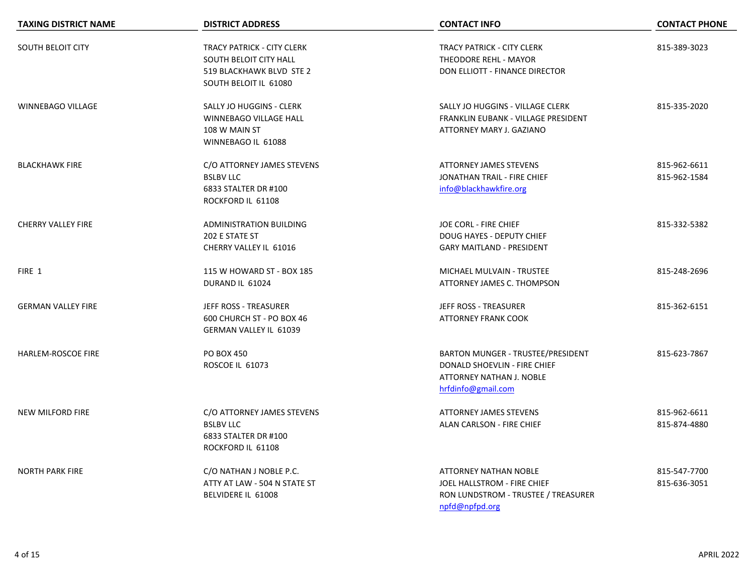| TAXING DISTRICT NAME | DISTRICT ADDRESS | CONTACT INFO | CONTACT PHONE |
|---|---|---|---|
| SOUTH BELOIT CITY | TRACY PATRICK - CITY CLERK<br>SOUTH BELOIT CITY HALL<br>519 BLACKHAWK BLVD STE 2<br>SOUTH BELOIT IL 61080 | TRACY PATRICK - CITY CLERK<br>THEODORE REHL - MAYOR<br>DON ELLIOTT - FINANCE DIRECTOR | 815-389-3023 |
| WINNEBAGO VILLAGE | SALLY JO HUGGINS - CLERK<br>WINNEBAGO VILLAGE HALL<br>108 W MAIN ST<br>WINNEBAGO IL 61088 | SALLY JO HUGGINS - VILLAGE CLERK<br>FRANKLIN EUBANK - VILLAGE PRESIDENT<br>ATTORNEY MARY J. GAZIANO | 815-335-2020 |
| BLACKHAWK FIRE | C/O ATTORNEY JAMES STEVENS<br>BSLBV LLC<br>6833 STALTER DR #100<br>ROCKFORD IL 61108 | ATTORNEY JAMES STEVENS<br>JONATHAN TRAIL - FIRE CHIEF<br>info@blackhawkfire.org | 815-962-6611<br>815-962-1584 |
| CHERRY VALLEY FIRE | ADMINISTRATION BUILDING<br>202 E STATE ST<br>CHERRY VALLEY IL 61016 | JOE CORL - FIRE CHIEF<br>DOUG HAYES - DEPUTY CHIEF<br>GARY MAITLAND - PRESIDENT | 815-332-5382 |
| FIRE 1 | 115 W HOWARD ST - BOX 185<br>DURAND IL 61024 | MICHAEL MULVAIN - TRUSTEE<br>ATTORNEY JAMES C. THOMPSON | 815-248-2696 |
| GERMAN VALLEY FIRE | JEFF ROSS - TREASURER<br>600 CHURCH ST - PO BOX 46<br>GERMAN VALLEY IL 61039 | JEFF ROSS - TREASURER<br>ATTORNEY FRANK COOK | 815-362-6151 |
| HARLEM-ROSCOE FIRE | PO BOX 450<br>ROSCOE IL 61073 | BARTON MUNGER - TRUSTEE/PRESIDENT<br>DONALD SHOEVLIN - FIRE CHIEF<br>ATTORNEY NATHAN J. NOBLE<br>hrfdinfo@gmail.com | 815-623-7867 |
| NEW MILFORD FIRE | C/O ATTORNEY JAMES STEVENS<br>BSLBV LLC<br>6833 STALTER DR #100<br>ROCKFORD IL 61108 | ATTORNEY JAMES STEVENS<br>ALAN CARLSON - FIRE CHIEF | 815-962-6611<br>815-874-4880 |
| NORTH PARK FIRE | C/O NATHAN J NOBLE P.C.<br>ATTY AT LAW - 504 N STATE ST<br>BELVIDERE IL 61008 | ATTORNEY NATHAN NOBLE<br>JOEL HALLSTROM - FIRE CHIEF<br>RON LUNDSTROM - TRUSTEE / TREASURER<br>npfd@npfpd.org | 815-547-7700<br>815-636-3051 |

APRIL 2022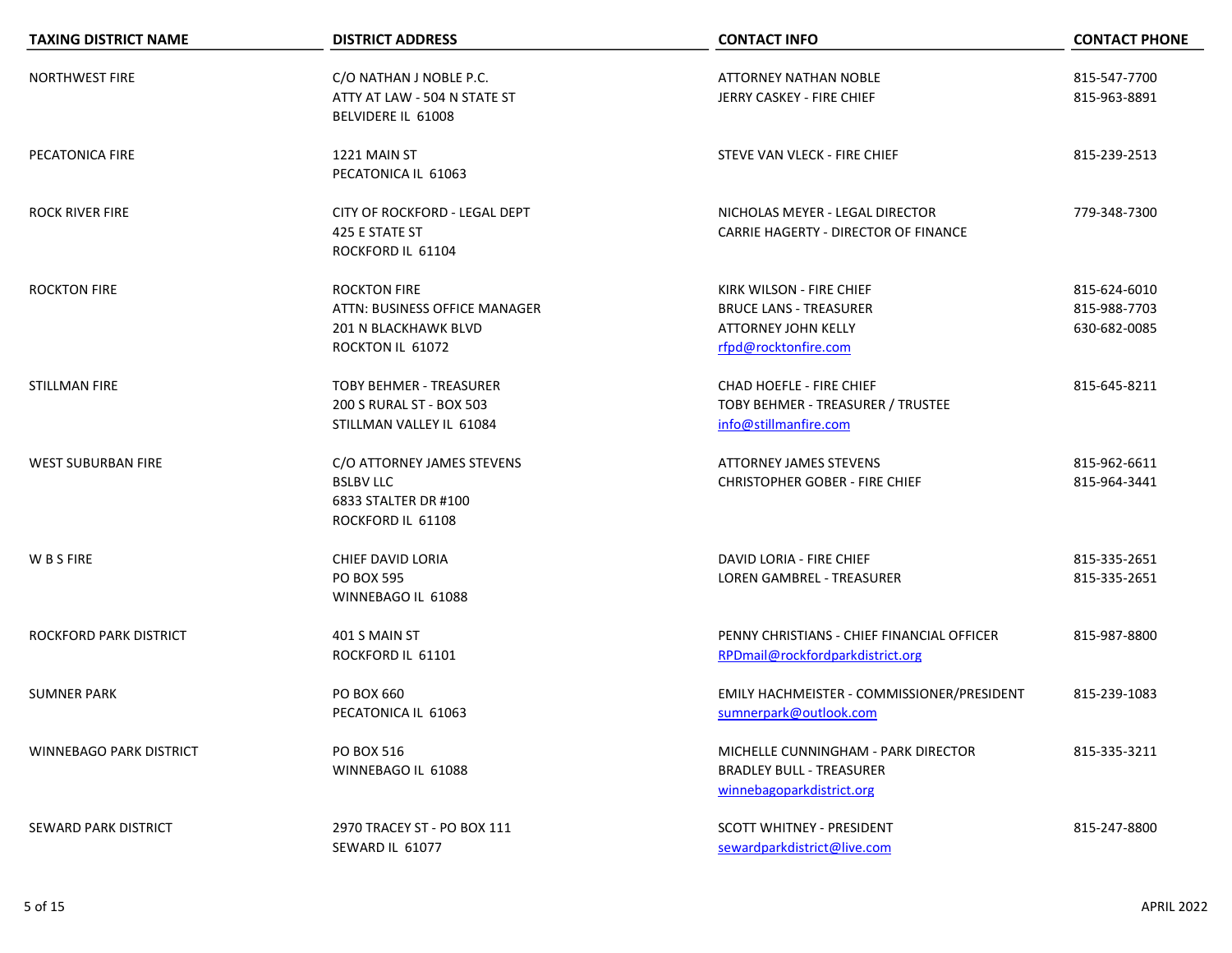| TAXING DISTRICT NAME | DISTRICT ADDRESS | CONTACT INFO | CONTACT PHONE |
|---|---|---|---|
| NORTHWEST FIRE | C/O NATHAN J NOBLE P.C.<br>ATTY AT LAW - 504 N STATE ST<br>BELVIDERE IL 61008 | ATTORNEY NATHAN NOBLE<br>JERRY CASKEY - FIRE CHIEF | 815-547-7700<br>815-963-8891 |
| PECATONICA FIRE | 1221 MAIN ST<br>PECATONICA IL 61063 | STEVE VAN VLECK - FIRE CHIEF | 815-239-2513 |
| ROCK RIVER FIRE | CITY OF ROCKFORD - LEGAL DEPT<br>425 E STATE ST<br>ROCKFORD IL 61104 | NICHOLAS MEYER - LEGAL DIRECTOR<br>CARRIE HAGERTY - DIRECTOR OF FINANCE | 779-348-7300 |
| ROCKTON FIRE | ROCKTON FIRE<br>ATTN: BUSINESS OFFICE MANAGER<br>201 N BLACKHAWK BLVD<br>ROCKTON IL 61072 | KIRK WILSON - FIRE CHIEF<br>BRUCE LANS - TREASURER<br>ATTORNEY JOHN KELLY<br>rfpd@rocktonfire.com | 815-624-6010<br>815-988-7703<br>630-682-0085 |
| STILLMAN FIRE | TOBY BEHMER - TREASURER<br>200 S RURAL ST - BOX 503<br>STILLMAN VALLEY IL 61084 | CHAD HOEFLE - FIRE CHIEF<br>TOBY BEHMER - TREASURER / TRUSTEE<br>info@stillmanfire.com | 815-645-8211 |
| WEST SUBURBAN FIRE | C/O ATTORNEY JAMES STEVENS<br>BSLBV LLC<br>6833 STALTER DR #100<br>ROCKFORD IL 61108 | ATTORNEY JAMES STEVENS<br>CHRISTOPHER GOBER - FIRE CHIEF | 815-962-6611<br>815-964-3441 |
| W B S FIRE | CHIEF DAVID LORIA<br>PO BOX 595<br>WINNEBAGO IL 61088 | DAVID LORIA - FIRE CHIEF<br>LOREN GAMBREL - TREASURER | 815-335-2651<br>815-335-2651 |
| ROCKFORD PARK DISTRICT | 401 S MAIN ST<br>ROCKFORD IL 61101 | PENNY CHRISTIANS - CHIEF FINANCIAL OFFICER<br>RPDmail@rockfordparkdistrict.org | 815-987-8800 |
| SUMNER PARK | PO BOX 660<br>PECATONICA IL 61063 | EMILY HACHMEISTER - COMMISSIONER/PRESIDENT<br>sumnerpark@outlook.com | 815-239-1083 |
| WINNEBAGO PARK DISTRICT | PO BOX 516<br>WINNEBAGO IL 61088 | MICHELLE CUNNINGHAM - PARK DIRECTOR<br>BRADLEY BULL - TREASURER<br>winnebagoparkdistrict.org | 815-335-3211 |
| SEWARD PARK DISTRICT | 2970 TRACEY ST - PO BOX 111<br>SEWARD IL 61077 | SCOTT WHITNEY - PRESIDENT<br>sewardparkdistrict@live.com | 815-247-8800 |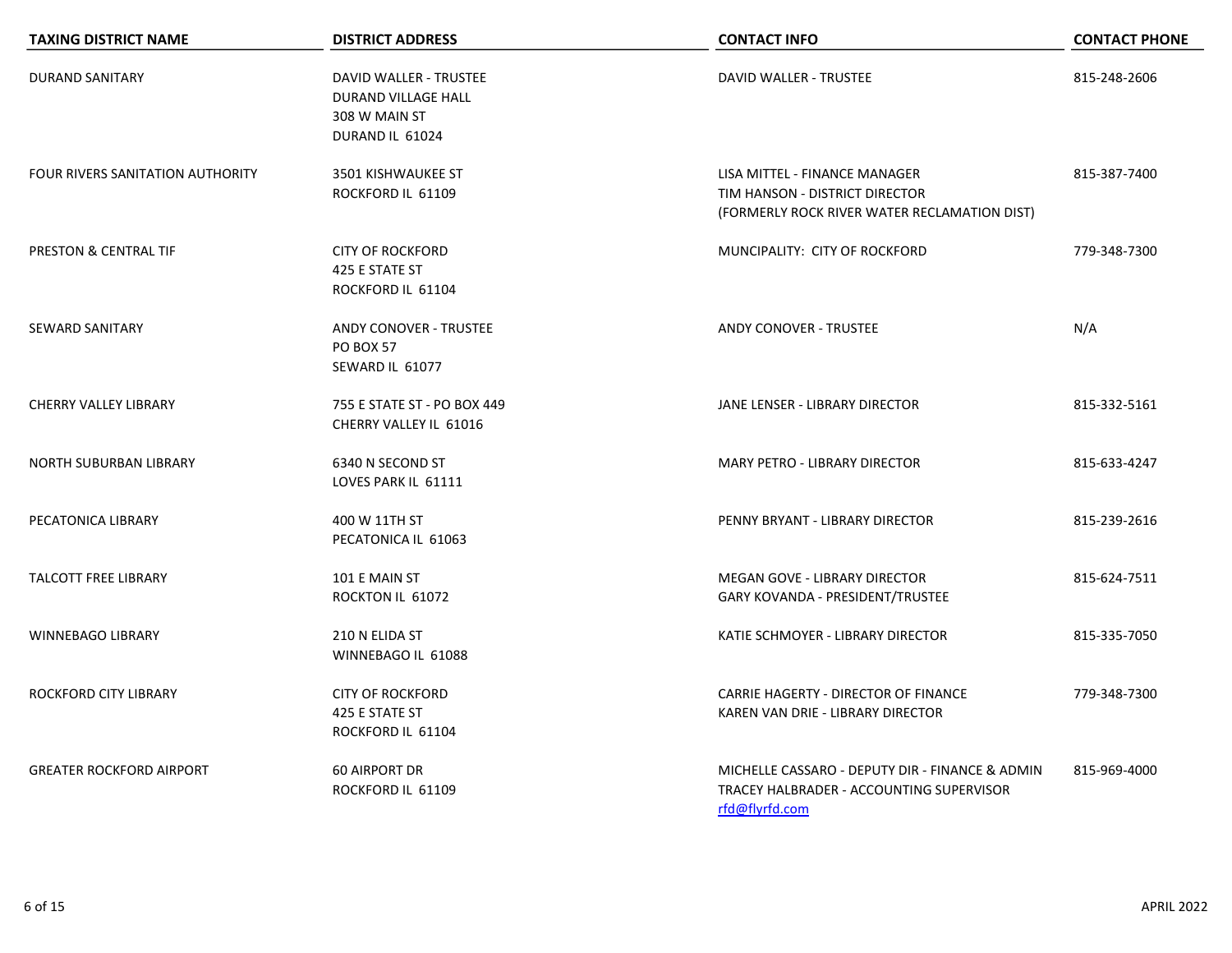| TAXING DISTRICT NAME | DISTRICT ADDRESS | CONTACT INFO | CONTACT PHONE |
|---|---|---|---|
| DURAND SANITARY | DAVID WALLER - TRUSTEE<br>DURAND VILLAGE HALL<br>308 W MAIN ST<br>DURAND IL 61024 | DAVID WALLER - TRUSTEE | 815-248-2606 |
| FOUR RIVERS SANITATION AUTHORITY | 3501 KISHWAUKEE ST<br>ROCKFORD IL 61109 | LISA MITTEL - FINANCE MANAGER<br>TIM HANSON - DISTRICT DIRECTOR<br>(FORMERLY ROCK RIVER WATER RECLAMATION DIST) | 815-387-7400 |
| PRESTON & CENTRAL TIF | CITY OF ROCKFORD<br>425 E STATE ST<br>ROCKFORD IL 61104 | MUNCIPALITY: CITY OF ROCKFORD | 779-348-7300 |
| SEWARD SANITARY | ANDY CONOVER - TRUSTEE<br>PO BOX 57<br>SEWARD IL 61077 | ANDY CONOVER - TRUSTEE | N/A |
| CHERRY VALLEY LIBRARY | 755 E STATE ST - PO BOX 449<br>CHERRY VALLEY IL 61016 | JANE LENSER - LIBRARY DIRECTOR | 815-332-5161 |
| NORTH SUBURBAN LIBRARY | 6340 N SECOND ST<br>LOVES PARK IL 61111 | MARY PETRO - LIBRARY DIRECTOR | 815-633-4247 |
| PECATONICA LIBRARY | 400 W 11TH ST<br>PECATONICA IL 61063 | PENNY BRYANT - LIBRARY DIRECTOR | 815-239-2616 |
| TALCOTT FREE LIBRARY | 101 E MAIN ST<br>ROCKTON IL 61072 | MEGAN GOVE - LIBRARY DIRECTOR<br>GARY KOVANDA - PRESIDENT/TRUSTEE | 815-624-7511 |
| WINNEBAGO LIBRARY | 210 N ELIDA ST<br>WINNEBAGO IL 61088 | KATIE SCHMOYER - LIBRARY DIRECTOR | 815-335-7050 |
| ROCKFORD CITY LIBRARY | CITY OF ROCKFORD<br>425 E STATE ST<br>ROCKFORD IL 61104 | CARRIE HAGERTY - DIRECTOR OF FINANCE<br>KAREN VAN DRIE - LIBRARY DIRECTOR | 779-348-7300 |
| GREATER ROCKFORD AIRPORT | 60 AIRPORT DR<br>ROCKFORD IL 61109 | MICHELLE CASSARO - DEPUTY DIR - FINANCE & ADMIN<br>TRACEY HALBRADER - ACCOUNTING SUPERVISOR<br>rfd@flyrfd.com | 815-969-4000 |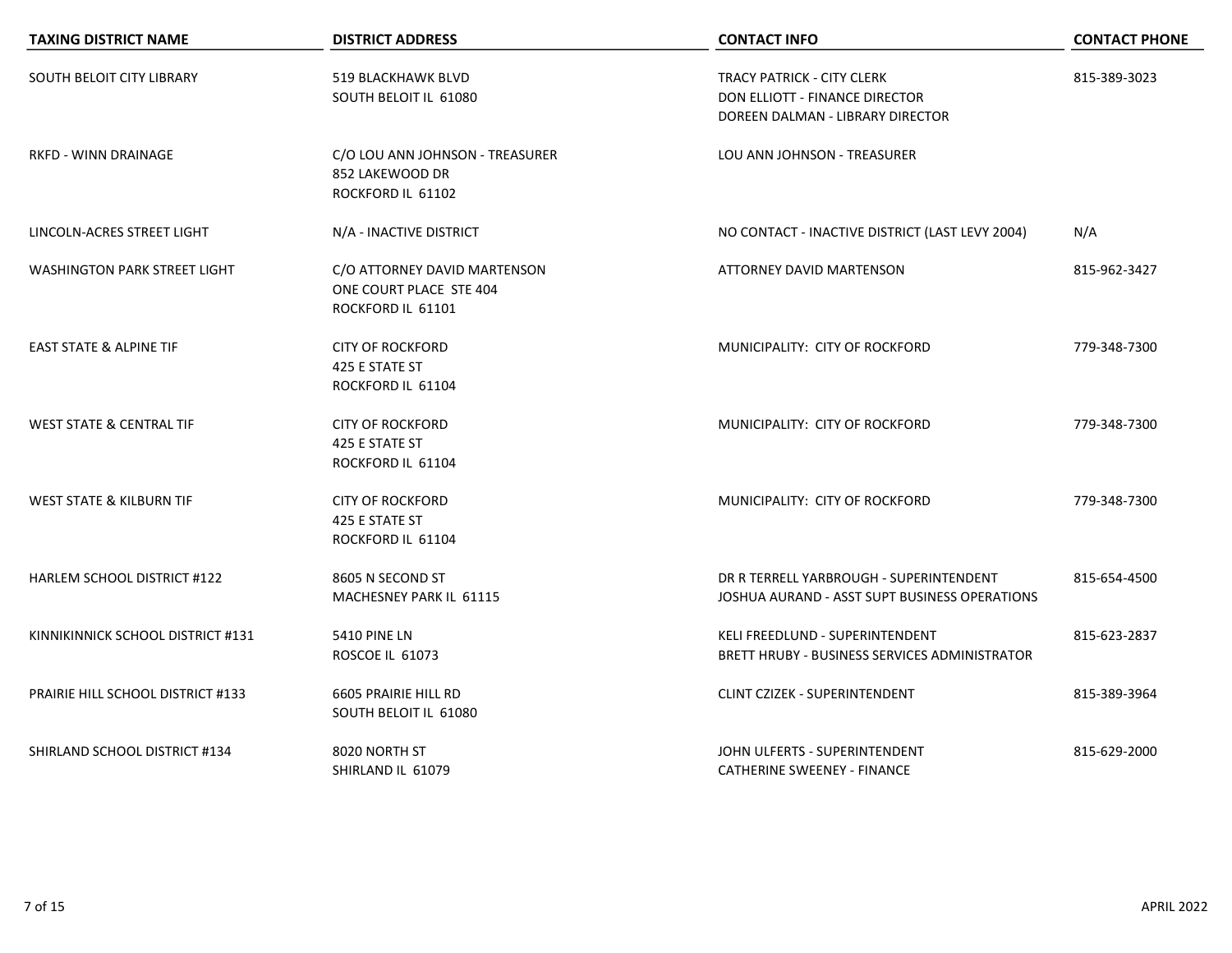| TAXING DISTRICT NAME | DISTRICT ADDRESS | CONTACT INFO | CONTACT PHONE |
|---|---|---|---|
| SOUTH BELOIT CITY LIBRARY | 519 BLACKHAWK BLVD<br>SOUTH BELOIT IL 61080 | TRACY PATRICK - CITY CLERK<br>DON ELLIOTT - FINANCE DIRECTOR<br>DOREEN DALMAN - LIBRARY DIRECTOR | 815-389-3023 |
| RKFD - WINN DRAINAGE | C/O LOU ANN JOHNSON - TREASURER<br>852 LAKEWOOD DR<br>ROCKFORD IL 61102 | LOU ANN JOHNSON - TREASURER | |
| LINCOLN-ACRES STREET LIGHT | N/A - INACTIVE DISTRICT | NO CONTACT - INACTIVE DISTRICT (LAST LEVY 2004) | N/A |
| WASHINGTON PARK STREET LIGHT | C/O ATTORNEY DAVID MARTENSON<br>ONE COURT PLACE STE 404<br>ROCKFORD IL 61101 | ATTORNEY DAVID MARTENSON | 815-962-3427 |
| EAST STATE & ALPINE TIF | CITY OF ROCKFORD<br>425 E STATE ST<br>ROCKFORD IL 61104 | MUNICIPALITY: CITY OF ROCKFORD | 779-348-7300 |
| WEST STATE & CENTRAL TIF | CITY OF ROCKFORD<br>425 E STATE ST<br>ROCKFORD IL 61104 | MUNICIPALITY: CITY OF ROCKFORD | 779-348-7300 |
| WEST STATE & KILBURN TIF | CITY OF ROCKFORD<br>425 E STATE ST<br>ROCKFORD IL 61104 | MUNICIPALITY: CITY OF ROCKFORD | 779-348-7300 |
| HARLEM SCHOOL DISTRICT #122 | 8605 N SECOND ST<br>MACHESNEY PARK IL 61115 | DR R TERRELL YARBROUGH - SUPERINTENDENT<br>JOSHUA AURAND - ASST SUPT BUSINESS OPERATIONS | 815-654-4500 |
| KINNIKINNICK SCHOOL DISTRICT #131 | 5410 PINE LN<br>ROSCOE IL 61073 | KELI FREEDLUND - SUPERINTENDENT<br>BRETT HRUBY - BUSINESS SERVICES ADMINISTRATOR | 815-623-2837 |
| PRAIRIE HILL SCHOOL DISTRICT #133 | 6605 PRAIRIE HILL RD<br>SOUTH BELOIT IL 61080 | CLINT CZIZEK - SUPERINTENDENT | 815-389-3964 |
| SHIRLAND SCHOOL DISTRICT #134 | 8020 NORTH ST<br>SHIRLAND IL 61079 | JOHN ULFERTS - SUPERINTENDENT<br>CATHERINE SWEENEY - FINANCE | 815-629-2000 |

APRIL 2022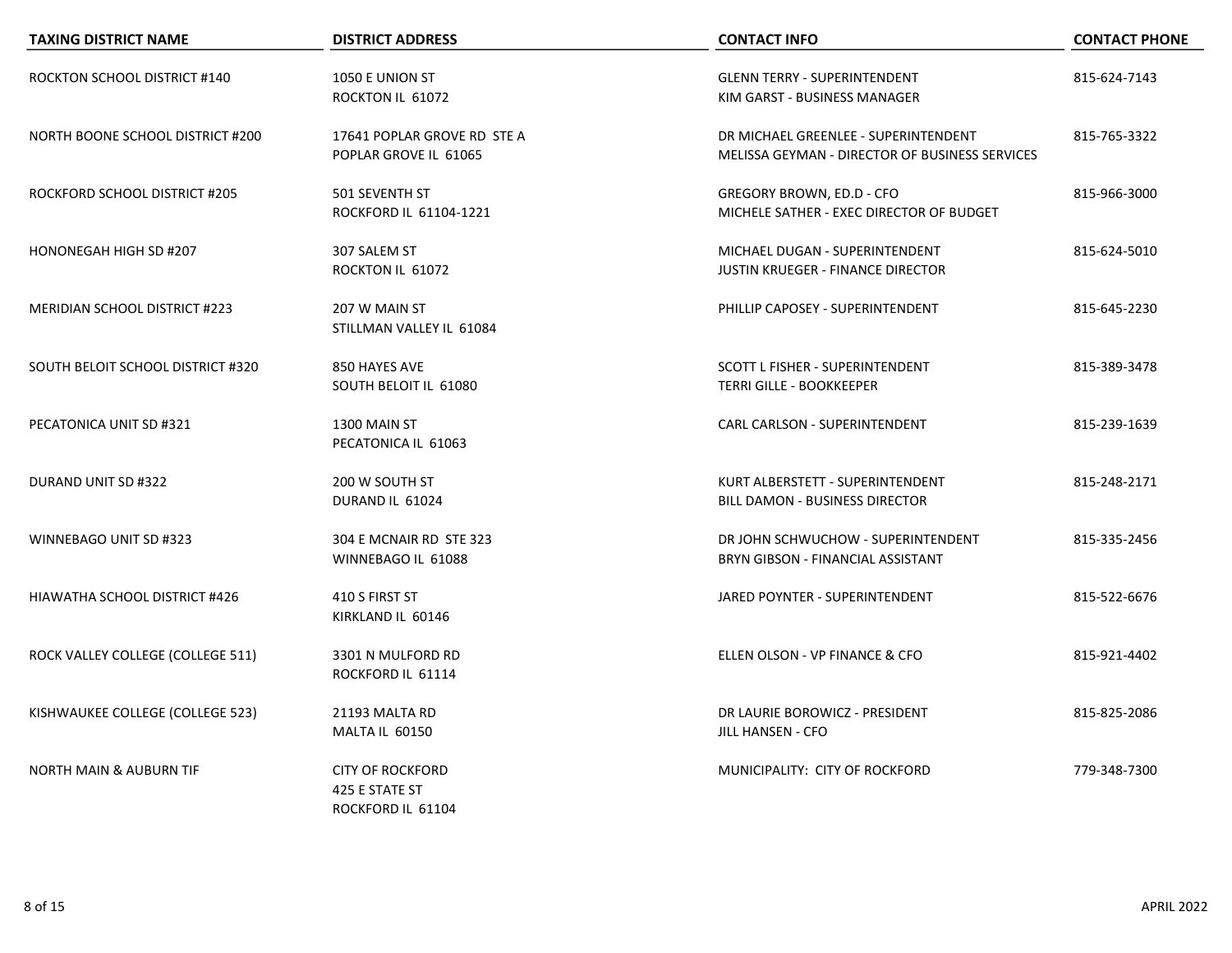| TAXING DISTRICT NAME | DISTRICT ADDRESS | CONTACT INFO | CONTACT PHONE |
|---|---|---|---|
| ROCKTON SCHOOL DISTRICT #140 | 1050 E UNION ST<br>ROCKTON IL 61072 | GLENN TERRY - SUPERINTENDENT<br>KIM GARST - BUSINESS MANAGER | 815-624-7143 |
| NORTH BOONE SCHOOL DISTRICT #200 | 17641 POPLAR GROVE RD STE A<br>POPLAR GROVE IL 61065 | DR MICHAEL GREENLEE - SUPERINTENDENT<br>MELISSA GEYMAN - DIRECTOR OF BUSINESS SERVICES | 815-765-3322 |
| ROCKFORD SCHOOL DISTRICT #205 | 501 SEVENTH ST<br>ROCKFORD IL 61104-1221 | GREGORY BROWN, ED.D - CFO<br>MICHELE SATHER - EXEC DIRECTOR OF BUDGET | 815-966-3000 |
| HONONEGAH HIGH SD #207 | 307 SALEM ST<br>ROCKTON IL 61072 | MICHAEL DUGAN - SUPERINTENDENT<br>JUSTIN KRUEGER - FINANCE DIRECTOR | 815-624-5010 |
| MERIDIAN SCHOOL DISTRICT #223 | 207 W MAIN ST<br>STILLMAN VALLEY IL 61084 | PHILLIP CAPOSEY - SUPERINTENDENT | 815-645-2230 |
| SOUTH BELOIT SCHOOL DISTRICT #320 | 850 HAYES AVE<br>SOUTH BELOIT IL 61080 | SCOTT L FISHER - SUPERINTENDENT<br>TERRI GILLE - BOOKKEEPER | 815-389-3478 |
| PECATONICA UNIT SD #321 | 1300 MAIN ST<br>PECATONICA IL 61063 | CARL CARLSON - SUPERINTENDENT | 815-239-1639 |
| DURAND UNIT SD #322 | 200 W SOUTH ST<br>DURAND IL 61024 | KURT ALBERSTETT - SUPERINTENDENT<br>BILL DAMON - BUSINESS DIRECTOR | 815-248-2171 |
| WINNEBAGO UNIT SD #323 | 304 E MCNAIR RD STE 323<br>WINNEBAGO IL 61088 | DR JOHN SCHWUCHOW - SUPERINTENDENT<br>BRYN GIBSON - FINANCIAL ASSISTANT | 815-335-2456 |
| HIAWATHA SCHOOL DISTRICT #426 | 410 S FIRST ST<br>KIRKLAND IL 60146 | JARED POYNTER - SUPERINTENDENT | 815-522-6676 |
| ROCK VALLEY COLLEGE (COLLEGE 511) | 3301 N MULFORD RD<br>ROCKFORD IL 61114 | ELLEN OLSON - VP FINANCE & CFO | 815-921-4402 |
| KISHWAUKEE COLLEGE (COLLEGE 523) | 21193 MALTA RD<br>MALTA IL 60150 | DR LAURIE BOROWICZ - PRESIDENT<br>JILL HANSEN - CFO | 815-825-2086 |
| NORTH MAIN & AUBURN TIF | CITY OF ROCKFORD<br>425 E STATE ST<br>ROCKFORD IL 61104 | MUNICIPALITY: CITY OF ROCKFORD | 779-348-7300 |

APRIL 2022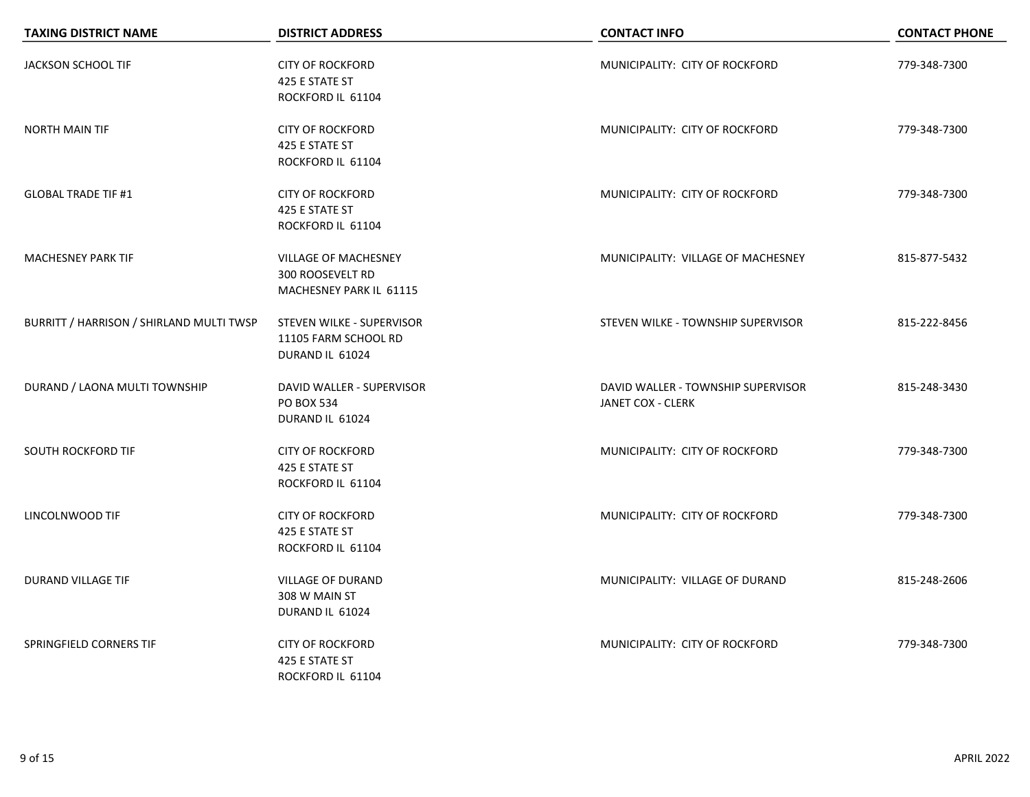| TAXING DISTRICT NAME | DISTRICT ADDRESS | CONTACT INFO | CONTACT PHONE |
|---|---|---|---|
| JACKSON SCHOOL TIF | CITY OF ROCKFORD<br>425 E STATE ST<br>ROCKFORD IL 61104 | MUNICIPALITY: CITY OF ROCKFORD | 779-348-7300 |
| NORTH MAIN TIF | CITY OF ROCKFORD<br>425 E STATE ST<br>ROCKFORD IL 61104 | MUNICIPALITY: CITY OF ROCKFORD | 779-348-7300 |
| GLOBAL TRADE TIF #1 | CITY OF ROCKFORD<br>425 E STATE ST<br>ROCKFORD IL 61104 | MUNICIPALITY: CITY OF ROCKFORD | 779-348-7300 |
| MACHESNEY PARK TIF | VILLAGE OF MACHESNEY<br>300 ROOSEVELT RD<br>MACHESNEY PARK IL 61115 | MUNICIPALITY: VILLAGE OF MACHESNEY | 815-877-5432 |
| BURRITT / HARRISON / SHIRLAND MULTI TWSP | STEVEN WILKE - SUPERVISOR<br>11105 FARM SCHOOL RD<br>DURAND IL 61024 | STEVEN WILKE - TOWNSHIP SUPERVISOR | 815-222-8456 |
| DURAND / LAONA MULTI TOWNSHIP | DAVID WALLER - SUPERVISOR<br>PO BOX 534<br>DURAND IL 61024 | DAVID WALLER - TOWNSHIP SUPERVISOR<br>JANET COX - CLERK | 815-248-3430 |
| SOUTH ROCKFORD TIF | CITY OF ROCKFORD<br>425 E STATE ST<br>ROCKFORD IL 61104 | MUNICIPALITY: CITY OF ROCKFORD | 779-348-7300 |
| LINCOLNWOOD TIF | CITY OF ROCKFORD<br>425 E STATE ST<br>ROCKFORD IL 61104 | MUNICIPALITY: CITY OF ROCKFORD | 779-348-7300 |
| DURAND VILLAGE TIF | VILLAGE OF DURAND<br>308 W MAIN ST<br>DURAND IL 61024 | MUNICIPALITY: VILLAGE OF DURAND | 815-248-2606 |
| SPRINGFIELD CORNERS TIF | CITY OF ROCKFORD<br>425 E STATE ST<br>ROCKFORD IL 61104 | MUNICIPALITY: CITY OF ROCKFORD | 779-348-7300 |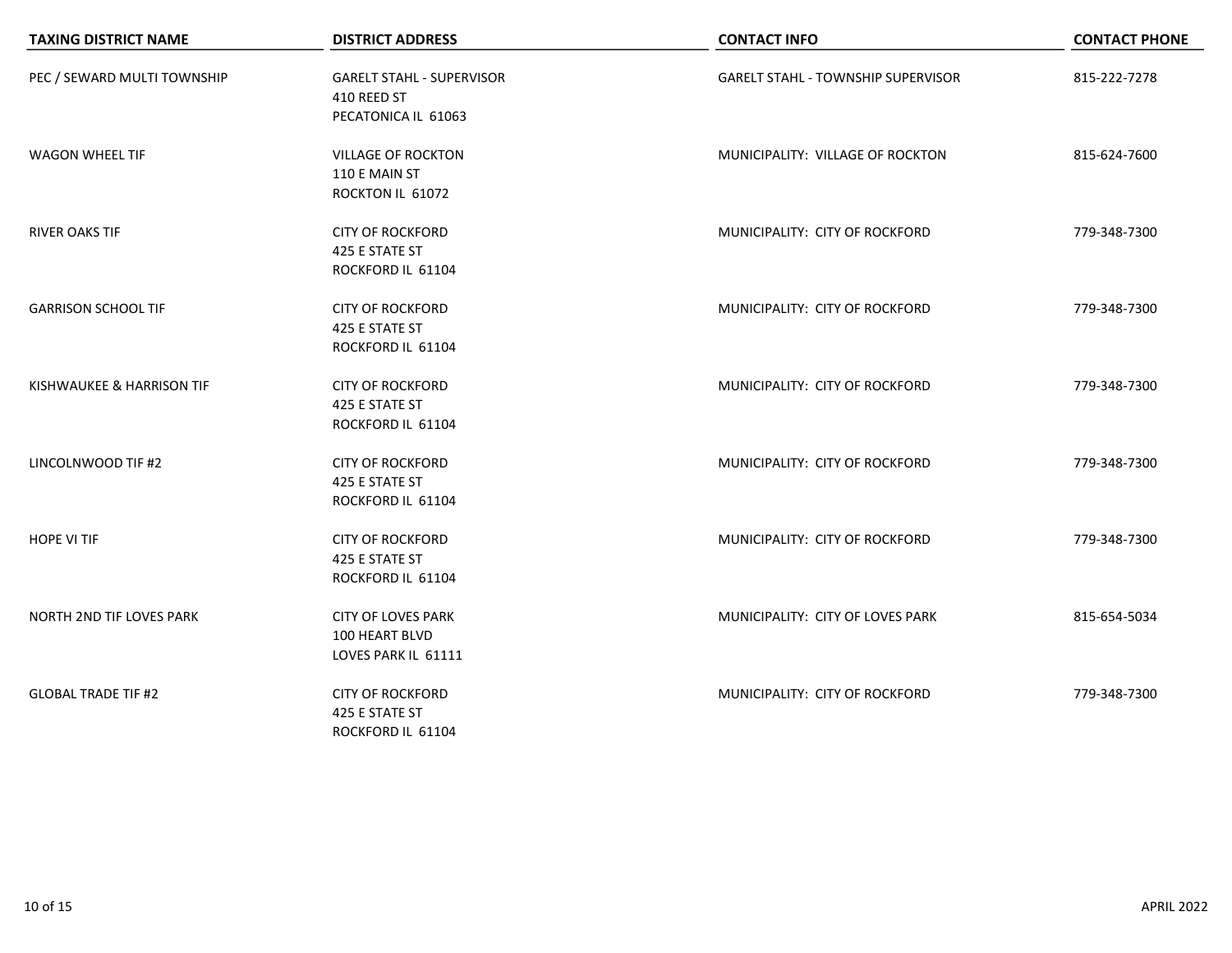| TAXING DISTRICT NAME | DISTRICT ADDRESS | CONTACT INFO | CONTACT PHONE |
|---|---|---|---|
| PEC / SEWARD MULTI TOWNSHIP | GARELT STAHL - SUPERVISOR<br>410 REED ST<br>PECATONICA IL 61063 | GARELT STAHL - TOWNSHIP SUPERVISOR | 815-222-7278 |
| WAGON WHEEL TIF | VILLAGE OF ROCKTON<br>110 E MAIN ST<br>ROCKTON IL 61072 | MUNICIPALITY: VILLAGE OF ROCKTON | 815-624-7600 |
| RIVER OAKS TIF | CITY OF ROCKFORD<br>425 E STATE ST<br>ROCKFORD IL 61104 | MUNICIPALITY: CITY OF ROCKFORD | 779-348-7300 |
| GARRISON SCHOOL TIF | CITY OF ROCKFORD<br>425 E STATE ST<br>ROCKFORD IL 61104 | MUNICIPALITY: CITY OF ROCKFORD | 779-348-7300 |
| KISHWAUKEE & HARRISON TIF | CITY OF ROCKFORD<br>425 E STATE ST<br>ROCKFORD IL 61104 | MUNICIPALITY: CITY OF ROCKFORD | 779-348-7300 |
| LINCOLNWOOD TIF #2 | CITY OF ROCKFORD<br>425 E STATE ST<br>ROCKFORD IL 61104 | MUNICIPALITY: CITY OF ROCKFORD | 779-348-7300 |
| HOPE VI TIF | CITY OF ROCKFORD<br>425 E STATE ST<br>ROCKFORD IL 61104 | MUNICIPALITY: CITY OF ROCKFORD | 779-348-7300 |
| NORTH 2ND TIF LOVES PARK | CITY OF LOVES PARK<br>100 HEART BLVD<br>LOVES PARK IL 61111 | MUNICIPALITY: CITY OF LOVES PARK | 815-654-5034 |
| GLOBAL TRADE TIF #2 | CITY OF ROCKFORD<br>425 E STATE ST<br>ROCKFORD IL 61104 | MUNICIPALITY: CITY OF ROCKFORD | 779-348-7300 |

APRIL 2022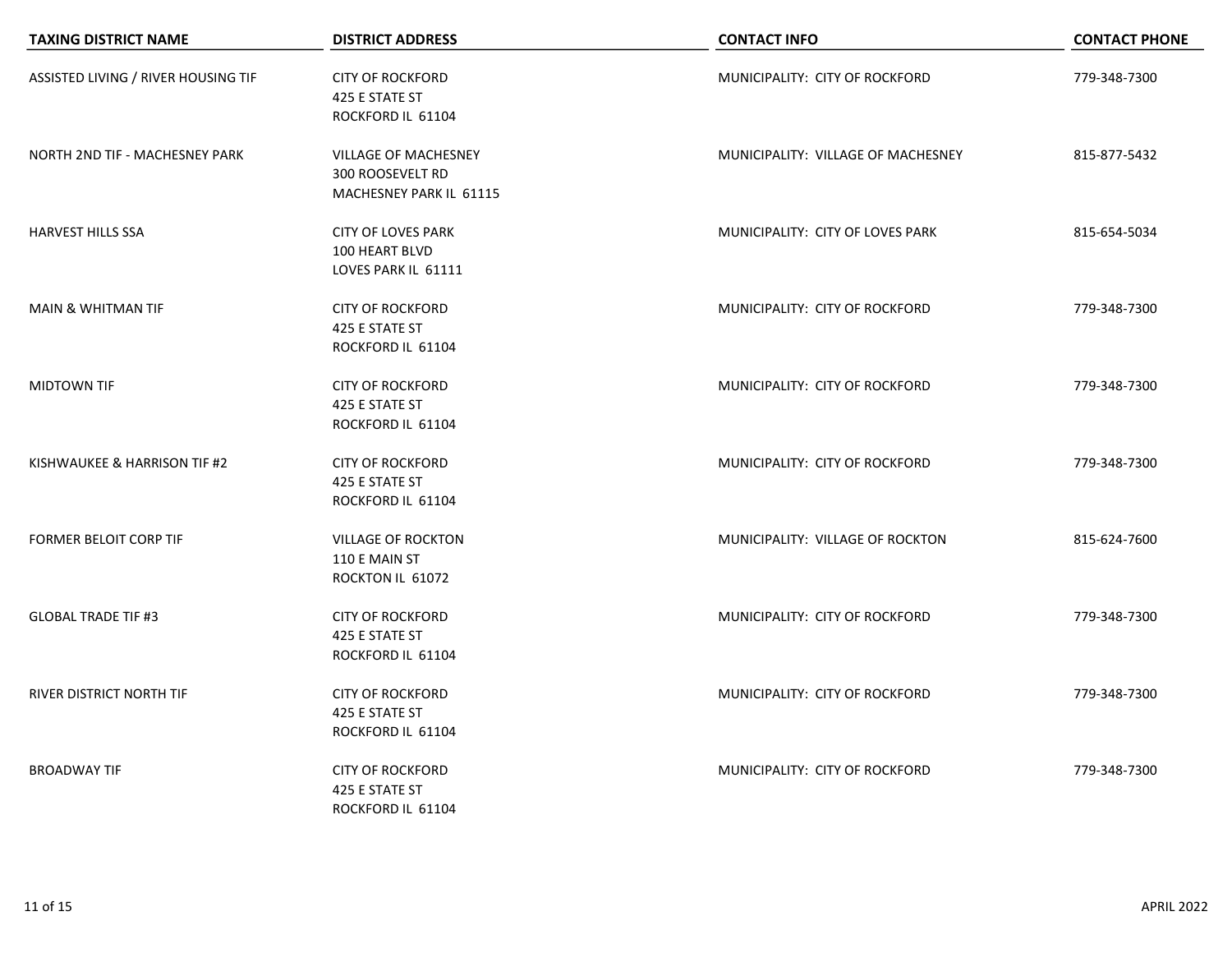| TAXING DISTRICT NAME | DISTRICT ADDRESS | CONTACT INFO | CONTACT PHONE |
| --- | --- | --- | --- |
| ASSISTED LIVING / RIVER HOUSING TIF | CITY OF ROCKFORD<br>425 E STATE ST<br>ROCKFORD IL 61104 | MUNICIPALITY: CITY OF ROCKFORD | 779-348-7300 |
| NORTH 2ND TIF - MACHESNEY PARK | VILLAGE OF MACHESNEY<br>300 ROOSEVELT RD<br>MACHESNEY PARK IL 61115 | MUNICIPALITY: VILLAGE OF MACHESNEY | 815-877-5432 |
| HARVEST HILLS SSA | CITY OF LOVES PARK<br>100 HEART BLVD<br>LOVES PARK IL 61111 | MUNICIPALITY: CITY OF LOVES PARK | 815-654-5034 |
| MAIN & WHITMAN TIF | CITY OF ROCKFORD<br>425 E STATE ST<br>ROCKFORD IL 61104 | MUNICIPALITY: CITY OF ROCKFORD | 779-348-7300 |
| MIDTOWN TIF | CITY OF ROCKFORD<br>425 E STATE ST<br>ROCKFORD IL 61104 | MUNICIPALITY: CITY OF ROCKFORD | 779-348-7300 |
| KISHWAUKEE & HARRISON TIF #2 | CITY OF ROCKFORD<br>425 E STATE ST<br>ROCKFORD IL 61104 | MUNICIPALITY: CITY OF ROCKFORD | 779-348-7300 |
| FORMER BELOIT CORP TIF | VILLAGE OF ROCKTON<br>110 E MAIN ST<br>ROCKTON IL 61072 | MUNICIPALITY: VILLAGE OF ROCKTON | 815-624-7600 |
| GLOBAL TRADE TIF #3 | CITY OF ROCKFORD<br>425 E STATE ST<br>ROCKFORD IL 61104 | MUNICIPALITY: CITY OF ROCKFORD | 779-348-7300 |
| RIVER DISTRICT NORTH TIF | CITY OF ROCKFORD<br>425 E STATE ST<br>ROCKFORD IL 61104 | MUNICIPALITY: CITY OF ROCKFORD | 779-348-7300 |
| BROADWAY TIF | CITY OF ROCKFORD<br>425 E STATE ST<br>ROCKFORD IL 61104 | MUNICIPALITY: CITY OF ROCKFORD | 779-348-7300 |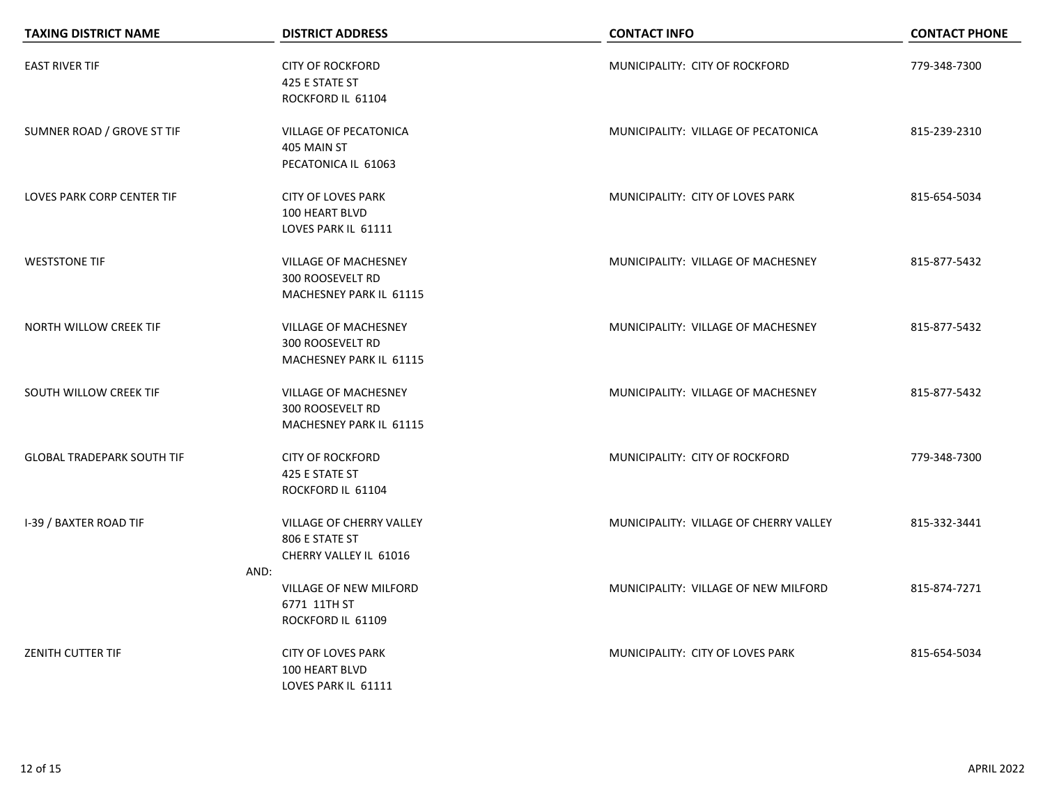| TAXING DISTRICT NAME | DISTRICT ADDRESS | CONTACT INFO | CONTACT PHONE |
| --- | --- | --- | --- |
| EAST RIVER TIF | CITY OF ROCKFORD<br>425 E STATE ST<br>ROCKFORD IL 61104 | MUNICIPALITY: CITY OF ROCKFORD | 779-348-7300 |
| SUMNER ROAD / GROVE ST TIF | VILLAGE OF PECATONICA<br>405 MAIN ST<br>PECATONICA IL 61063 | MUNICIPALITY: VILLAGE OF PECATONICA | 815-239-2310 |
| LOVES PARK CORP CENTER TIF | CITY OF LOVES PARK<br>100 HEART BLVD<br>LOVES PARK IL 61111 | MUNICIPALITY: CITY OF LOVES PARK | 815-654-5034 |
| WESTSTONE TIF | VILLAGE OF MACHESNEY<br>300 ROOSEVELT RD<br>MACHESNEY PARK IL 61115 | MUNICIPALITY: VILLAGE OF MACHESNEY | 815-877-5432 |
| NORTH WILLOW CREEK TIF | VILLAGE OF MACHESNEY<br>300 ROOSEVELT RD<br>MACHESNEY PARK IL 61115 | MUNICIPALITY: VILLAGE OF MACHESNEY | 815-877-5432 |
| SOUTH WILLOW CREEK TIF | VILLAGE OF MACHESNEY<br>300 ROOSEVELT RD<br>MACHESNEY PARK IL 61115 | MUNICIPALITY: VILLAGE OF MACHESNEY | 815-877-5432 |
| GLOBAL TRADEPARK SOUTH TIF | CITY OF ROCKFORD<br>425 E STATE ST<br>ROCKFORD IL 61104 | MUNICIPALITY: CITY OF ROCKFORD | 779-348-7300 |
| I-39 / BAXTER ROAD TIF | VILLAGE OF CHERRY VALLEY<br>806 E STATE ST<br>CHERRY VALLEY IL 61016 | MUNICIPALITY: VILLAGE OF CHERRY VALLEY | 815-332-3441 |
| AND: | VILLAGE OF NEW MILFORD<br>6771 11TH ST<br>ROCKFORD IL 61109 | MUNICIPALITY: VILLAGE OF NEW MILFORD | 815-874-7271 |
| ZENITH CUTTER TIF | CITY OF LOVES PARK<br>100 HEART BLVD<br>LOVES PARK IL 61111 | MUNICIPALITY: CITY OF LOVES PARK | 815-654-5034 |

APRIL 2022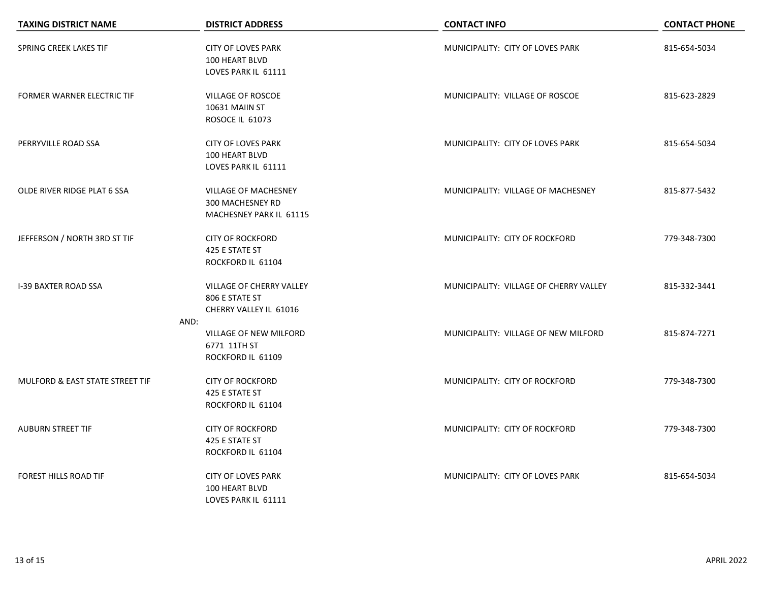| TAXING DISTRICT NAME | DISTRICT ADDRESS | CONTACT INFO | CONTACT PHONE |
|---|---|---|---|
| SPRING CREEK LAKES TIF | CITY OF LOVES PARK<br>100 HEART BLVD<br>LOVES PARK IL 61111 | MUNICIPALITY: CITY OF LOVES PARK | 815-654-5034 |
| FORMER WARNER ELECTRIC TIF | VILLAGE OF ROSCOE<br>10631 MAIIN ST<br>ROSOCE IL 61073 | MUNICIPALITY: VILLAGE OF ROSCOE | 815-623-2829 |
| PERRYVILLE ROAD SSA | CITY OF LOVES PARK<br>100 HEART BLVD<br>LOVES PARK IL 61111 | MUNICIPALITY: CITY OF LOVES PARK | 815-654-5034 |
| OLDE RIVER RIDGE PLAT 6 SSA | VILLAGE OF MACHESNEY<br>300 MACHESNEY RD<br>MACHESNEY PARK IL 61115 | MUNICIPALITY: VILLAGE OF MACHESNEY | 815-877-5432 |
| JEFFERSON / NORTH 3RD ST TIF | CITY OF ROCKFORD<br>425 E STATE ST<br>ROCKFORD IL 61104 | MUNICIPALITY: CITY OF ROCKFORD | 779-348-7300 |
| I-39 BAXTER ROAD SSA | VILLAGE OF CHERRY VALLEY<br>806 E STATE ST<br>CHERRY VALLEY IL 61016 | MUNICIPALITY: VILLAGE OF CHERRY VALLEY | 815-332-3441 |
| AND: | VILLAGE OF NEW MILFORD<br>6771 11TH ST<br>ROCKFORD IL 61109 | MUNICIPALITY: VILLAGE OF NEW MILFORD | 815-874-7271 |
| MULFORD & EAST STATE STREET TIF | CITY OF ROCKFORD<br>425 E STATE ST<br>ROCKFORD IL 61104 | MUNICIPALITY: CITY OF ROCKFORD | 779-348-7300 |
| AUBURN STREET TIF | CITY OF ROCKFORD<br>425 E STATE ST<br>ROCKFORD IL 61104 | MUNICIPALITY: CITY OF ROCKFORD | 779-348-7300 |
| FOREST HILLS ROAD TIF | CITY OF LOVES PARK<br>100 HEART BLVD<br>LOVES PARK IL 61111 | MUNICIPALITY: CITY OF LOVES PARK | 815-654-5034 |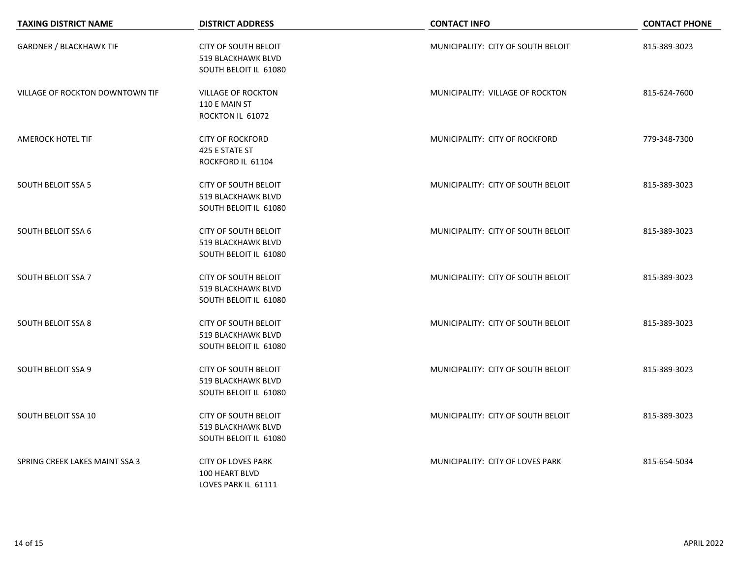| TAXING DISTRICT NAME | DISTRICT ADDRESS | CONTACT INFO | CONTACT PHONE |
| --- | --- | --- | --- |
| GARDNER / BLACKHAWK TIF | CITY OF SOUTH BELOIT<br>519 BLACKHAWK BLVD<br>SOUTH BELOIT IL 61080 | MUNICIPALITY: CITY OF SOUTH BELOIT | 815-389-3023 |
| VILLAGE OF ROCKTON DOWNTOWN TIF | VILLAGE OF ROCKTON<br>110 E MAIN ST<br>ROCKTON IL 61072 | MUNICIPALITY: VILLAGE OF ROCKTON | 815-624-7600 |
| AMEROCK HOTEL TIF | CITY OF ROCKFORD<br>425 E STATE ST<br>ROCKFORD IL 61104 | MUNICIPALITY: CITY OF ROCKFORD | 779-348-7300 |
| SOUTH BELOIT SSA 5 | CITY OF SOUTH BELOIT<br>519 BLACKHAWK BLVD<br>SOUTH BELOIT IL 61080 | MUNICIPALITY: CITY OF SOUTH BELOIT | 815-389-3023 |
| SOUTH BELOIT SSA 6 | CITY OF SOUTH BELOIT<br>519 BLACKHAWK BLVD<br>SOUTH BELOIT IL 61080 | MUNICIPALITY: CITY OF SOUTH BELOIT | 815-389-3023 |
| SOUTH BELOIT SSA 7 | CITY OF SOUTH BELOIT<br>519 BLACKHAWK BLVD<br>SOUTH BELOIT IL 61080 | MUNICIPALITY: CITY OF SOUTH BELOIT | 815-389-3023 |
| SOUTH BELOIT SSA 8 | CITY OF SOUTH BELOIT<br>519 BLACKHAWK BLVD<br>SOUTH BELOIT IL 61080 | MUNICIPALITY: CITY OF SOUTH BELOIT | 815-389-3023 |
| SOUTH BELOIT SSA 9 | CITY OF SOUTH BELOIT<br>519 BLACKHAWK BLVD<br>SOUTH BELOIT IL 61080 | MUNICIPALITY: CITY OF SOUTH BELOIT | 815-389-3023 |
| SOUTH BELOIT SSA 10 | CITY OF SOUTH BELOIT<br>519 BLACKHAWK BLVD<br>SOUTH BELOIT IL 61080 | MUNICIPALITY: CITY OF SOUTH BELOIT | 815-389-3023 |
| SPRING CREEK LAKES MAINT SSA 3 | CITY OF LOVES PARK<br>100 HEART BLVD<br>LOVES PARK IL 61111 | MUNICIPALITY: CITY OF LOVES PARK | 815-654-5034 |

APRIL 2022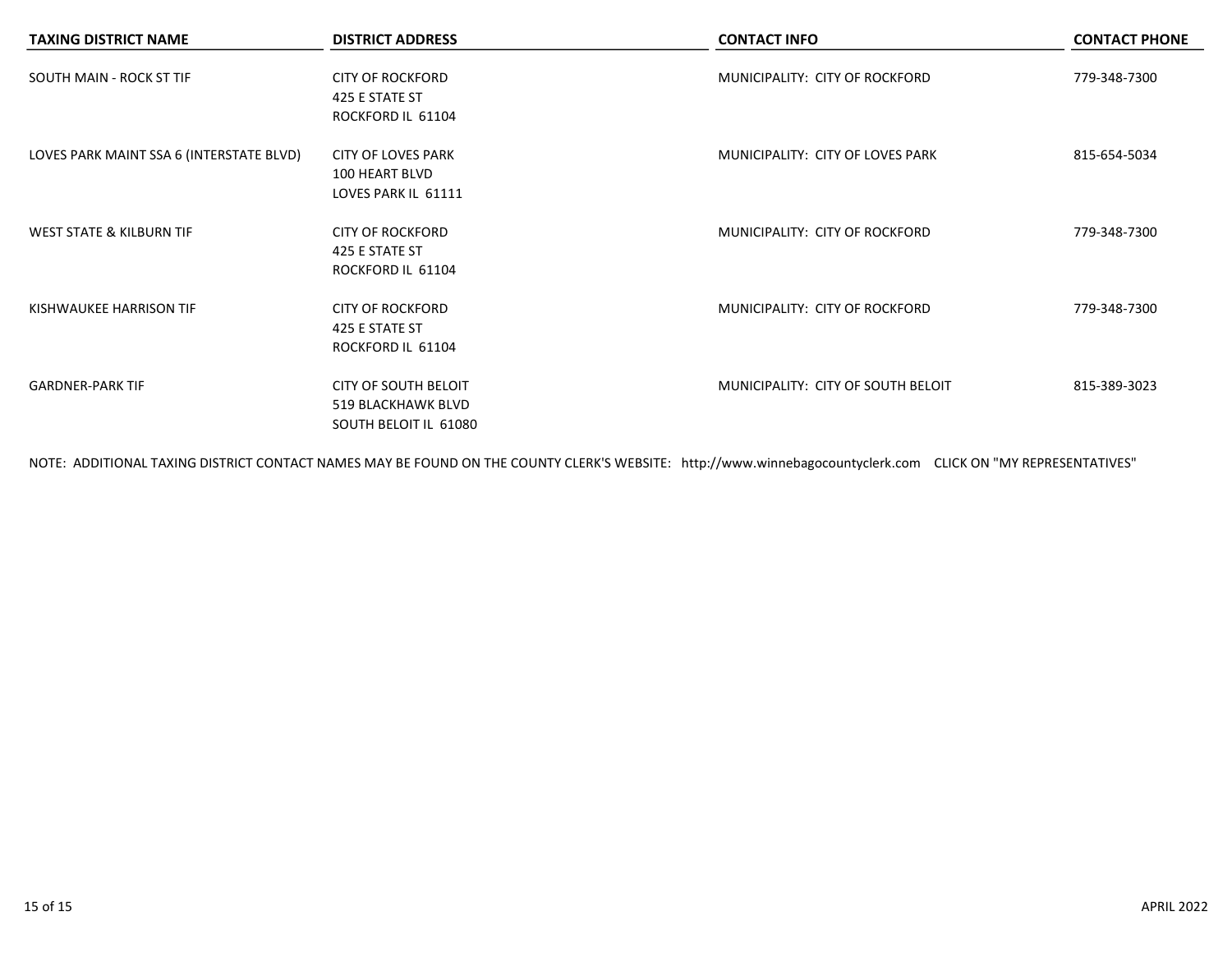| TAXING DISTRICT NAME | DISTRICT ADDRESS | CONTACT INFO | CONTACT PHONE |
|---|---|---|---|
| SOUTH MAIN - ROCK ST TIF | CITY OF ROCKFORD<br>425 E STATE ST<br>ROCKFORD IL 61104 | MUNICIPALITY: CITY OF ROCKFORD | 779-348-7300 |
| LOVES PARK MAINT SSA 6 (INTERSTATE BLVD) | CITY OF LOVES PARK<br>100 HEART BLVD<br>LOVES PARK IL 61111 | MUNICIPALITY: CITY OF LOVES PARK | 815-654-5034 |
| WEST STATE & KILBURN TIF | CITY OF ROCKFORD<br>425 E STATE ST<br>ROCKFORD IL 61104 | MUNICIPALITY: CITY OF ROCKFORD | 779-348-7300 |
| KISHWAUKEE HARRISON TIF | CITY OF ROCKFORD<br>425 E STATE ST<br>ROCKFORD IL 61104 | MUNICIPALITY: CITY OF ROCKFORD | 779-348-7300 |
| GARDNER-PARK TIF | CITY OF SOUTH BELOIT<br>519 BLACKHAWK BLVD<br>SOUTH BELOIT IL 61080 | MUNICIPALITY: CITY OF SOUTH BELOIT | 815-389-3023 |

NOTE: ADDITIONAL TAXING DISTRICT CONTACT NAMES MAY BE FOUND ON THE COUNTY CLERK'S WEBSITE: http://www.winnebagocountyclerk.com CLICK ON "MY REPRESENTATIVES"

APRIL 2022